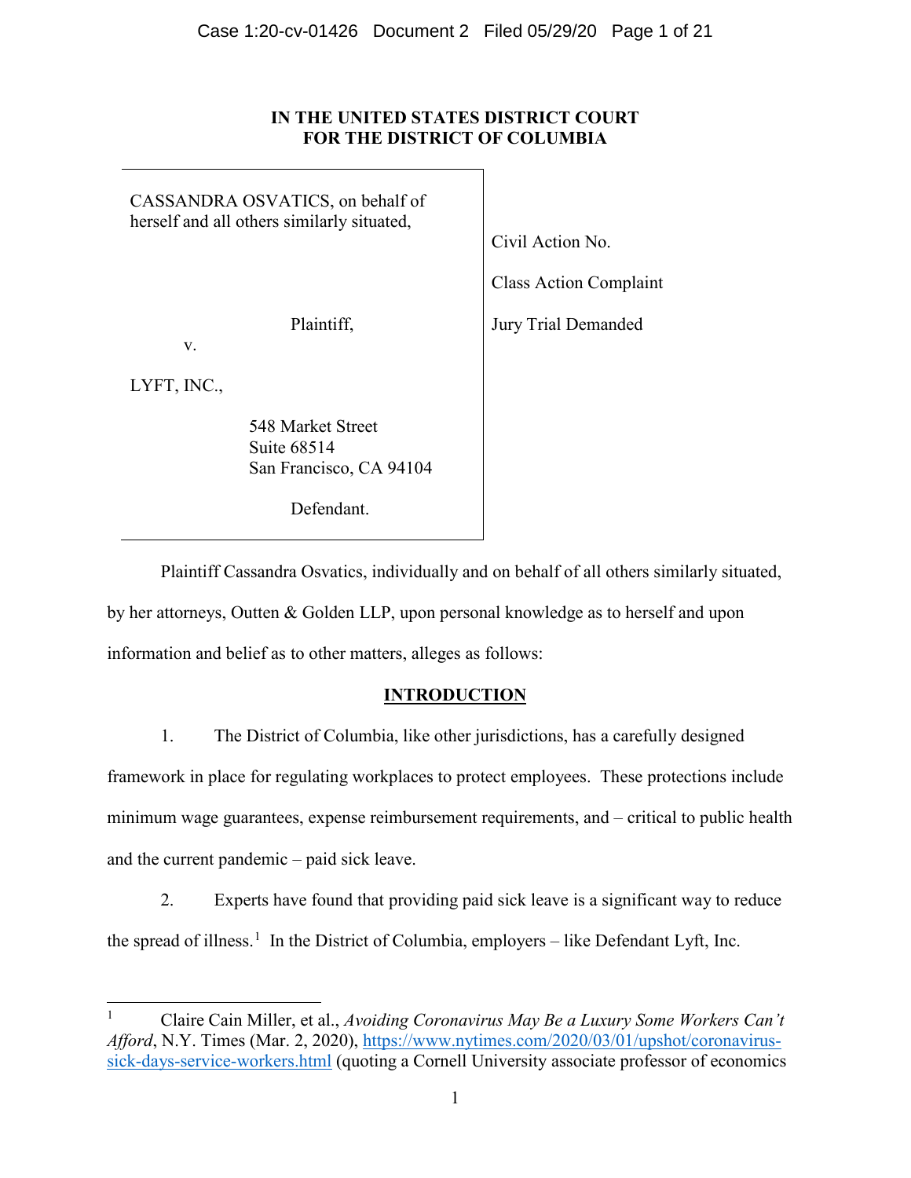**IN THE UNITED STATES DISTRICT COURT**
**FOR THE DISTRICT OF COLUMBIA**

| | |
|---|---|
| CASSANDRA OSVATICS, on behalf of herself and all others similarly situated,<br><br>Plaintiff,<br><br>v.<br><br>LYFT, INC.,<br><br>548 Market Street<br>Suite 68514<br>San Francisco, CA 94104<br><br>Defendant. | Civil Action No.<br><br>Class Action Complaint<br><br>Jury Trial Demanded |

Plaintiff Cassandra Osvatics, individually and on behalf of all others similarly situated, by her attorneys, Outten & Golden LLP, upon personal knowledge as to herself and upon information and belief as to other matters, alleges as follows:

## INTRODUCTION

1. The District of Columbia, like other jurisdictions, has a carefully designed framework in place for regulating workplaces to protect employees. These protections include minimum wage guarantees, expense reimbursement requirements, and – critical to public health and the current pandemic – paid sick leave.

2. Experts have found that providing paid sick leave is a significant way to reduce the spread of illness.[1] In the District of Columbia, employers – like Defendant Lyft, Inc.

---

[1] Claire Cain Miller, et al., *Avoiding Coronavirus May Be a Luxury Some Workers Can't Afford*, N.Y. Times (Mar. 2, 2020), https://www.nytimes.com/2020/03/01/upshot/coronavirus-sick-days-service-workers.html (quoting a Cornell University associate professor of economics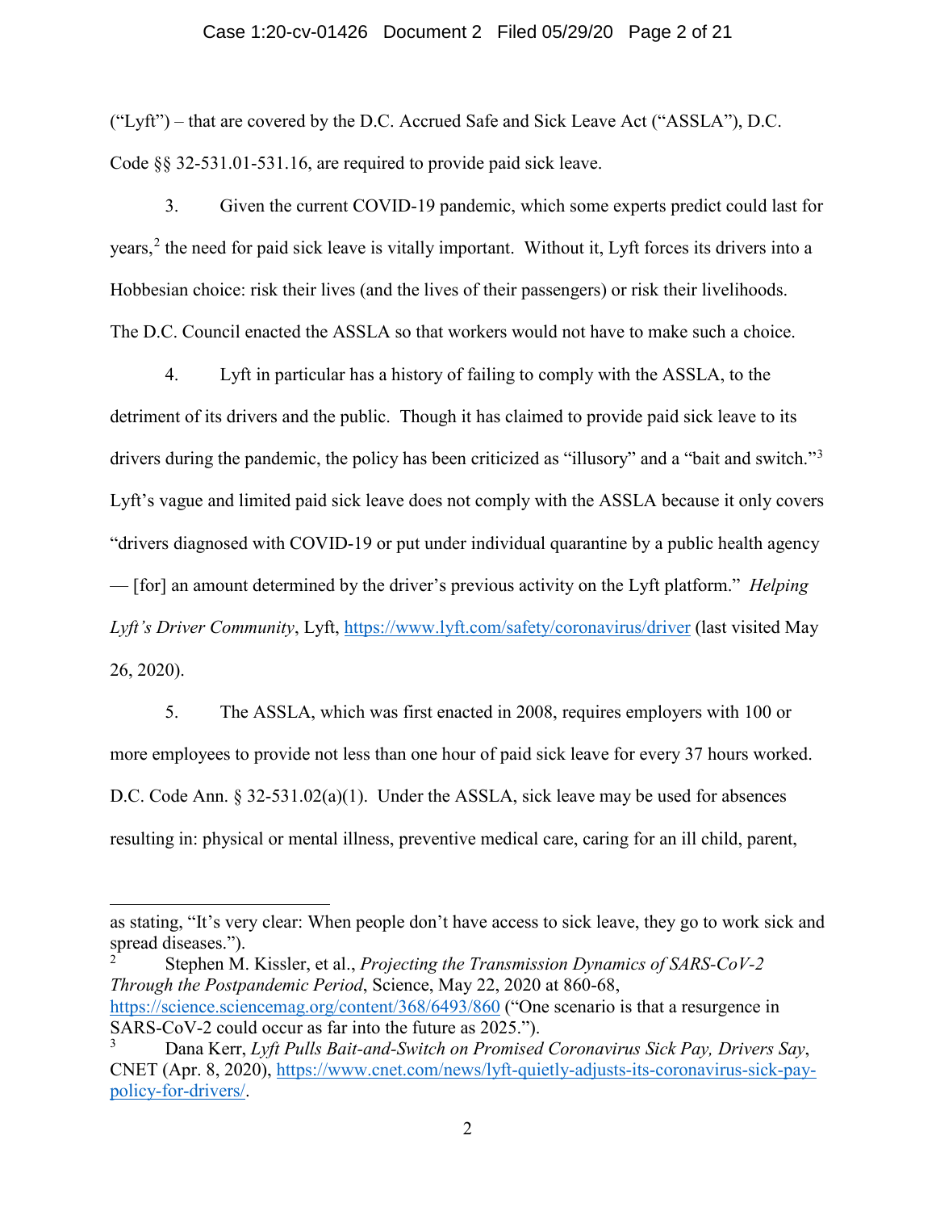("Lyft") – that are covered by the D.C. Accrued Safe and Sick Leave Act ("ASSLA"), D.C. Code §§ 32-531.01-531.16, are required to provide paid sick leave.

3. Given the current COVID-19 pandemic, which some experts predict could last for years,[2] the need for paid sick leave is vitally important. Without it, Lyft forces its drivers into a Hobbesian choice: risk their lives (and the lives of their passengers) or risk their livelihoods. The D.C. Council enacted the ASSLA so that workers would not have to make such a choice.

4. Lyft in particular has a history of failing to comply with the ASSLA, to the detriment of its drivers and the public. Though it has claimed to provide paid sick leave to its drivers during the pandemic, the policy has been criticized as "illusory" and a "bait and switch."[3] Lyft's vague and limited paid sick leave does not comply with the ASSLA because it only covers "drivers diagnosed with COVID-19 or put under individual quarantine by a public health agency — [for] an amount determined by the driver's previous activity on the Lyft platform." *Helping Lyft's Driver Community*, Lyft, https://www.lyft.com/safety/coronavirus/driver (last visited May 26, 2020).

5. The ASSLA, which was first enacted in 2008, requires employers with 100 or more employees to provide not less than one hour of paid sick leave for every 37 hours worked. D.C. Code Ann. § 32-531.02(a)(1). Under the ASSLA, sick leave may be used for absences resulting in: physical or mental illness, preventive medical care, caring for an ill child, parent,

---

as stating, "It's very clear: When people don't have access to sick leave, they go to work sick and spread diseases.").

[2] Stephen M. Kissler, et al., *Projecting the Transmission Dynamics of SARS-CoV-2 Through the Postpandemic Period*, Science, May 22, 2020 at 860-68, https://science.sciencemag.org/content/368/6493/860 ("One scenario is that a resurgence in SARS-CoV-2 could occur as far into the future as 2025.").

[3] Dana Kerr, *Lyft Pulls Bait-and-Switch on Promised Coronavirus Sick Pay, Drivers Say*, CNET (Apr. 8, 2020), https://www.cnet.com/news/lyft-quietly-adjusts-its-coronavirus-sick-pay-policy-for-drivers/.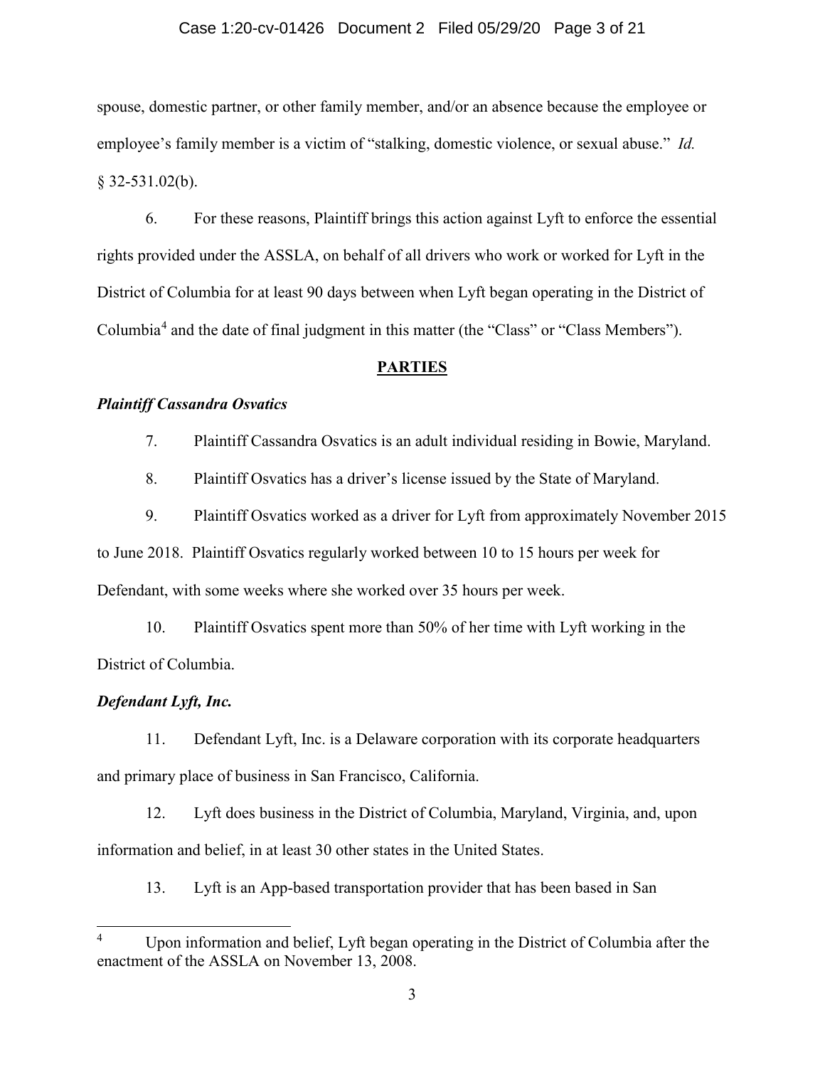spouse, domestic partner, or other family member, and/or an absence because the employee or employee's family member is a victim of "stalking, domestic violence, or sexual abuse." *Id.* § 32-531.02(b).

6. For these reasons, Plaintiff brings this action against Lyft to enforce the essential rights provided under the ASSLA, on behalf of all drivers who work or worked for Lyft in the District of Columbia for at least 90 days between when Lyft began operating in the District of Columbia[4] and the date of final judgment in this matter (the "Class" or "Class Members").

## PARTIES

***Plaintiff Cassandra Osvatics***

7. Plaintiff Cassandra Osvatics is an adult individual residing in Bowie, Maryland.

8. Plaintiff Osvatics has a driver's license issued by the State of Maryland.

9. Plaintiff Osvatics worked as a driver for Lyft from approximately November 2015 to June 2018. Plaintiff Osvatics regularly worked between 10 to 15 hours per week for Defendant, with some weeks where she worked over 35 hours per week.

10. Plaintiff Osvatics spent more than 50% of her time with Lyft working in the District of Columbia.

***Defendant Lyft, Inc.***

11. Defendant Lyft, Inc. is a Delaware corporation with its corporate headquarters and primary place of business in San Francisco, California.

12. Lyft does business in the District of Columbia, Maryland, Virginia, and, upon information and belief, in at least 30 other states in the United States.

13. Lyft is an App-based transportation provider that has been based in San

---

[4] Upon information and belief, Lyft began operating in the District of Columbia after the enactment of the ASSLA on November 13, 2008.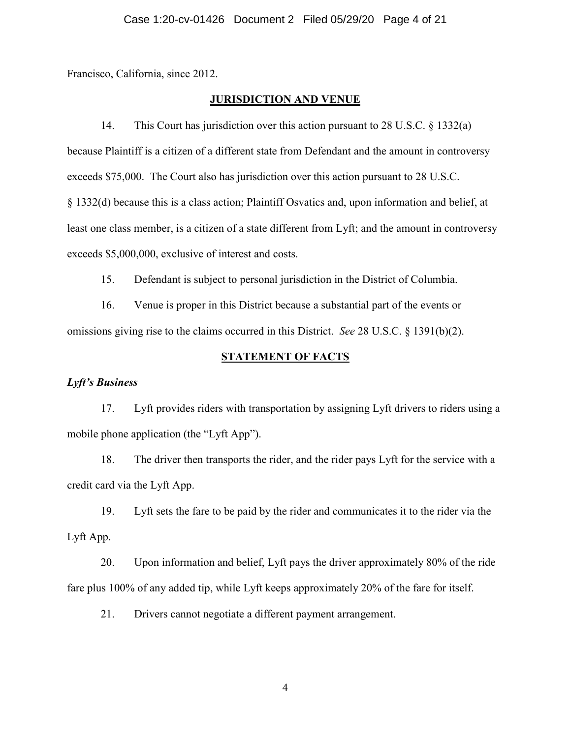Francisco, California, since 2012.

## JURISDICTION AND VENUE

14. This Court has jurisdiction over this action pursuant to 28 U.S.C. § 1332(a) because Plaintiff is a citizen of a different state from Defendant and the amount in controversy exceeds $75,000. The Court also has jurisdiction over this action pursuant to 28 U.S.C. § 1332(d) because this is a class action; Plaintiff Osvatics and, upon information and belief, at least one class member, is a citizen of a state different from Lyft; and the amount in controversy exceeds $5,000,000, exclusive of interest and costs.

15. Defendant is subject to personal jurisdiction in the District of Columbia.

16. Venue is proper in this District because a substantial part of the events or omissions giving rise to the claims occurred in this District. *See* 28 U.S.C. § 1391(b)(2).

## STATEMENT OF FACTS

### *Lyft's Business*

17. Lyft provides riders with transportation by assigning Lyft drivers to riders using a mobile phone application (the "Lyft App").

18. The driver then transports the rider, and the rider pays Lyft for the service with a credit card via the Lyft App.

19. Lyft sets the fare to be paid by the rider and communicates it to the rider via the Lyft App.

20. Upon information and belief, Lyft pays the driver approximately 80% of the ride fare plus 100% of any added tip, while Lyft keeps approximately 20% of the fare for itself.

21. Drivers cannot negotiate a different payment arrangement.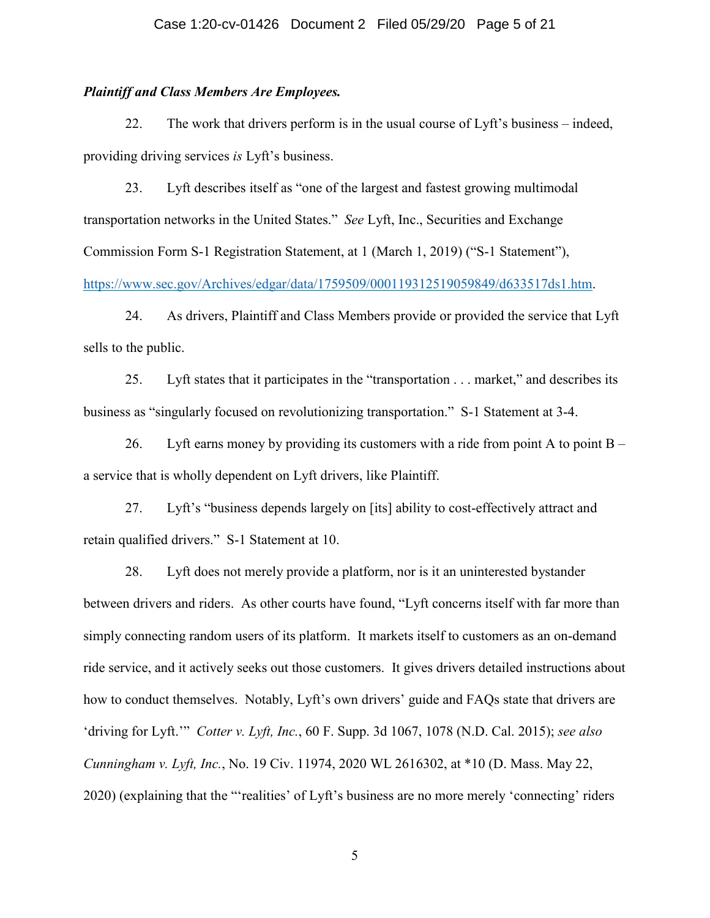***Plaintiff and Class Members Are Employees.***

22. The work that drivers perform is in the usual course of Lyft's business – indeed, providing driving services *is* Lyft's business.

23. Lyft describes itself as "one of the largest and fastest growing multimodal transportation networks in the United States." *See* Lyft, Inc., Securities and Exchange Commission Form S-1 Registration Statement, at 1 (March 1, 2019) ("S-1 Statement"), [https://www.sec.gov/Archives/edgar/data/1759509/000119312519059849/d633517ds1.htm](https://www.sec.gov/Archives/edgar/data/1759509/000119312519059849/d633517ds1.htm).

24. As drivers, Plaintiff and Class Members provide or provided the service that Lyft sells to the public.

25. Lyft states that it participates in the "transportation . . . market," and describes its business as "singularly focused on revolutionizing transportation." S-1 Statement at 3-4.

26. Lyft earns money by providing its customers with a ride from point A to point B – a service that is wholly dependent on Lyft drivers, like Plaintiff.

27. Lyft's "business depends largely on [its] ability to cost-effectively attract and retain qualified drivers." S-1 Statement at 10.

28. Lyft does not merely provide a platform, nor is it an uninterested bystander between drivers and riders. As other courts have found, "Lyft concerns itself with far more than simply connecting random users of its platform. It markets itself to customers as an on-demand ride service, and it actively seeks out those customers. It gives drivers detailed instructions about how to conduct themselves. Notably, Lyft's own drivers' guide and FAQs state that drivers are 'driving for Lyft.'" *Cotter v. Lyft, Inc.*, 60 F. Supp. 3d 1067, 1078 (N.D. Cal. 2015); *see also Cunningham v. Lyft, Inc.*, No. 19 Civ. 11974, 2020 WL 2616302, at *10 (D. Mass. May 22, 2020) (explaining that the "'realities' of Lyft's business are no more merely 'connecting' riders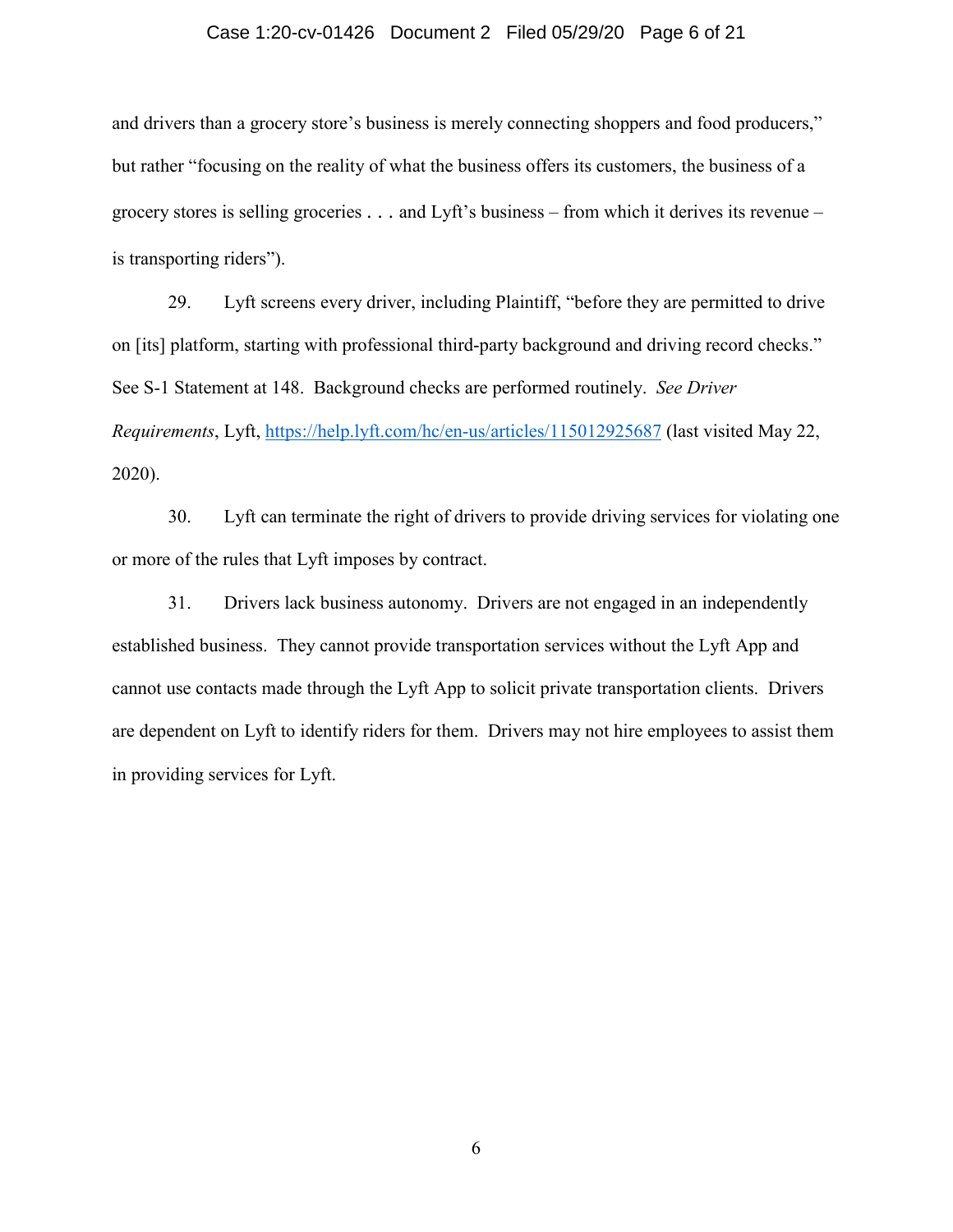and drivers than a grocery store's business is merely connecting shoppers and food producers," but rather "focusing on the reality of what the business offers its customers, the business of a grocery stores is selling groceries . . . and Lyft's business – from which it derives its revenue – is transporting riders").

29. Lyft screens every driver, including Plaintiff, "before they are permitted to drive on [its] platform, starting with professional third-party background and driving record checks." See S-1 Statement at 148. Background checks are performed routinely. *See Driver Requirements*, Lyft, https://help.lyft.com/hc/en-us/articles/115012925687 (last visited May 22, 2020).

30. Lyft can terminate the right of drivers to provide driving services for violating one or more of the rules that Lyft imposes by contract.

31. Drivers lack business autonomy. Drivers are not engaged in an independently established business. They cannot provide transportation services without the Lyft App and cannot use contacts made through the Lyft App to solicit private transportation clients. Drivers are dependent on Lyft to identify riders for them. Drivers may not hire employees to assist them in providing services for Lyft.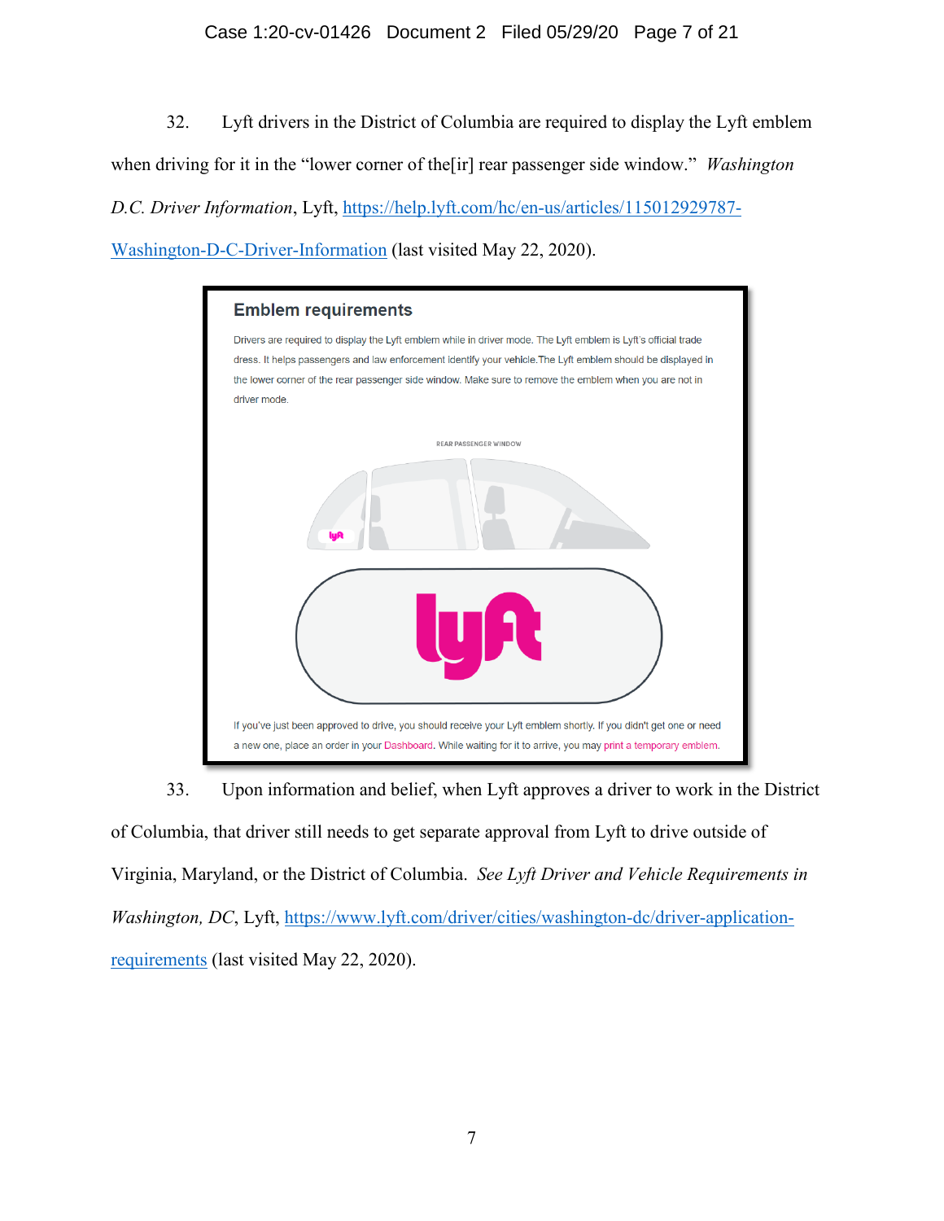32. Lyft drivers in the District of Columbia are required to display the Lyft emblem when driving for it in the "lower corner of the[ir] rear passenger side window." *Washington D.C. Driver Information*, Lyft, https://help.lyft.com/hc/en-us/articles/115012929787-Washington-D-C-Driver-Information (last visited May 22, 2020).

**Emblem requirements**

Drivers are required to display the Lyft emblem while in driver mode. The Lyft emblem is Lyft's official trade dress. It helps passengers and law enforcement identify your vehicle.The Lyft emblem should be displayed in the lower corner of the rear passenger side window. Make sure to remove the emblem when you are not in driver mode.

REAR PASSENGER WINDOW

If you've just been approved to drive, you should receive your Lyft emblem shortly. If you didn't get one or need a new one, place an order in your Dashboard. While waiting for it to arrive, you may print a temporary emblem.

33. Upon information and belief, when Lyft approves a driver to work in the District of Columbia, that driver still needs to get separate approval from Lyft to drive outside of Virginia, Maryland, or the District of Columbia. *See Lyft Driver and Vehicle Requirements in Washington, DC*, Lyft, https://www.lyft.com/driver/cities/washington-dc/driver-application-requirements (last visited May 22, 2020).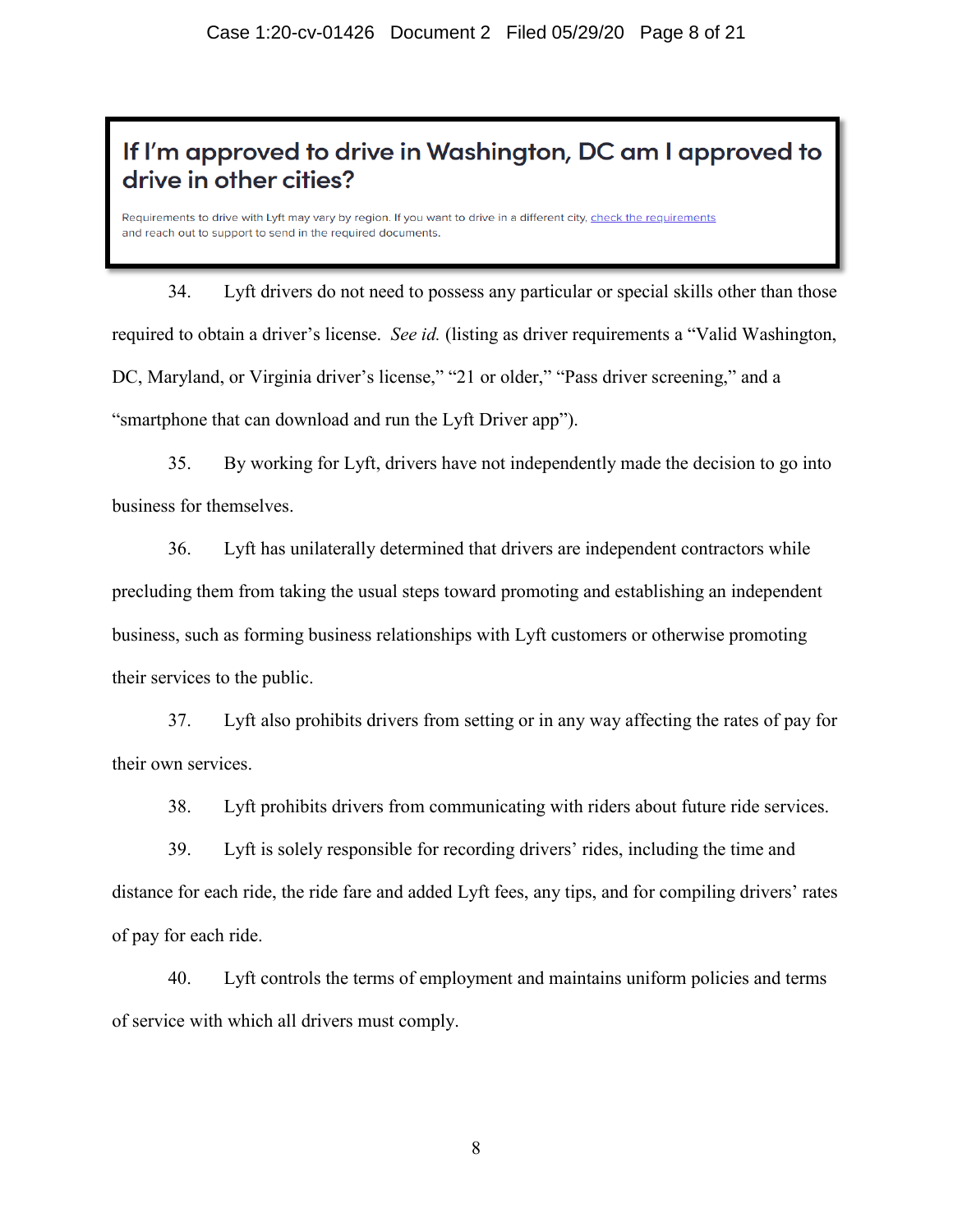> **If I'm approved to drive in Washington, DC am I approved to drive in other cities?**
>
> Requirements to drive with Lyft may vary by region. If you want to drive in a different city, check the requirements and reach out to support to send in the required documents.

34. Lyft drivers do not need to possess any particular or special skills other than those required to obtain a driver's license. *See id.* (listing as driver requirements a "Valid Washington, DC, Maryland, or Virginia driver's license," "21 or older," "Pass driver screening," and a "smartphone that can download and run the Lyft Driver app").

35. By working for Lyft, drivers have not independently made the decision to go into business for themselves.

36. Lyft has unilaterally determined that drivers are independent contractors while precluding them from taking the usual steps toward promoting and establishing an independent business, such as forming business relationships with Lyft customers or otherwise promoting their services to the public.

37. Lyft also prohibits drivers from setting or in any way affecting the rates of pay for their own services.

38. Lyft prohibits drivers from communicating with riders about future ride services.

39. Lyft is solely responsible for recording drivers' rides, including the time and distance for each ride, the ride fare and added Lyft fees, any tips, and for compiling drivers' rates of pay for each ride.

40. Lyft controls the terms of employment and maintains uniform policies and terms of service with which all drivers must comply.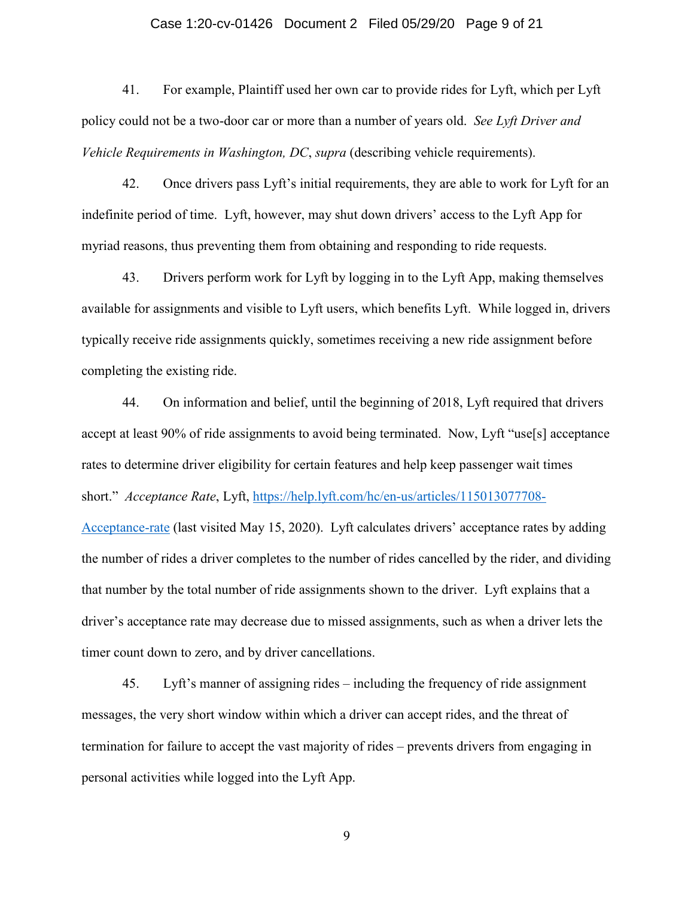41. For example, Plaintiff used her own car to provide rides for Lyft, which per Lyft policy could not be a two-door car or more than a number of years old. *See Lyft Driver and Vehicle Requirements in Washington, DC*, *supra* (describing vehicle requirements).

42. Once drivers pass Lyft's initial requirements, they are able to work for Lyft for an indefinite period of time. Lyft, however, may shut down drivers' access to the Lyft App for myriad reasons, thus preventing them from obtaining and responding to ride requests.

43. Drivers perform work for Lyft by logging in to the Lyft App, making themselves available for assignments and visible to Lyft users, which benefits Lyft. While logged in, drivers typically receive ride assignments quickly, sometimes receiving a new ride assignment before completing the existing ride.

44. On information and belief, until the beginning of 2018, Lyft required that drivers accept at least 90% of ride assignments to avoid being terminated. Now, Lyft "use[s] acceptance rates to determine driver eligibility for certain features and help keep passenger wait times short." *Acceptance Rate*, Lyft, https://help.lyft.com/hc/en-us/articles/115013077708-Acceptance-rate (last visited May 15, 2020). Lyft calculates drivers' acceptance rates by adding the number of rides a driver completes to the number of rides cancelled by the rider, and dividing that number by the total number of ride assignments shown to the driver. Lyft explains that a driver's acceptance rate may decrease due to missed assignments, such as when a driver lets the timer count down to zero, and by driver cancellations.

45. Lyft's manner of assigning rides – including the frequency of ride assignment messages, the very short window within which a driver can accept rides, and the threat of termination for failure to accept the vast majority of rides – prevents drivers from engaging in personal activities while logged into the Lyft App.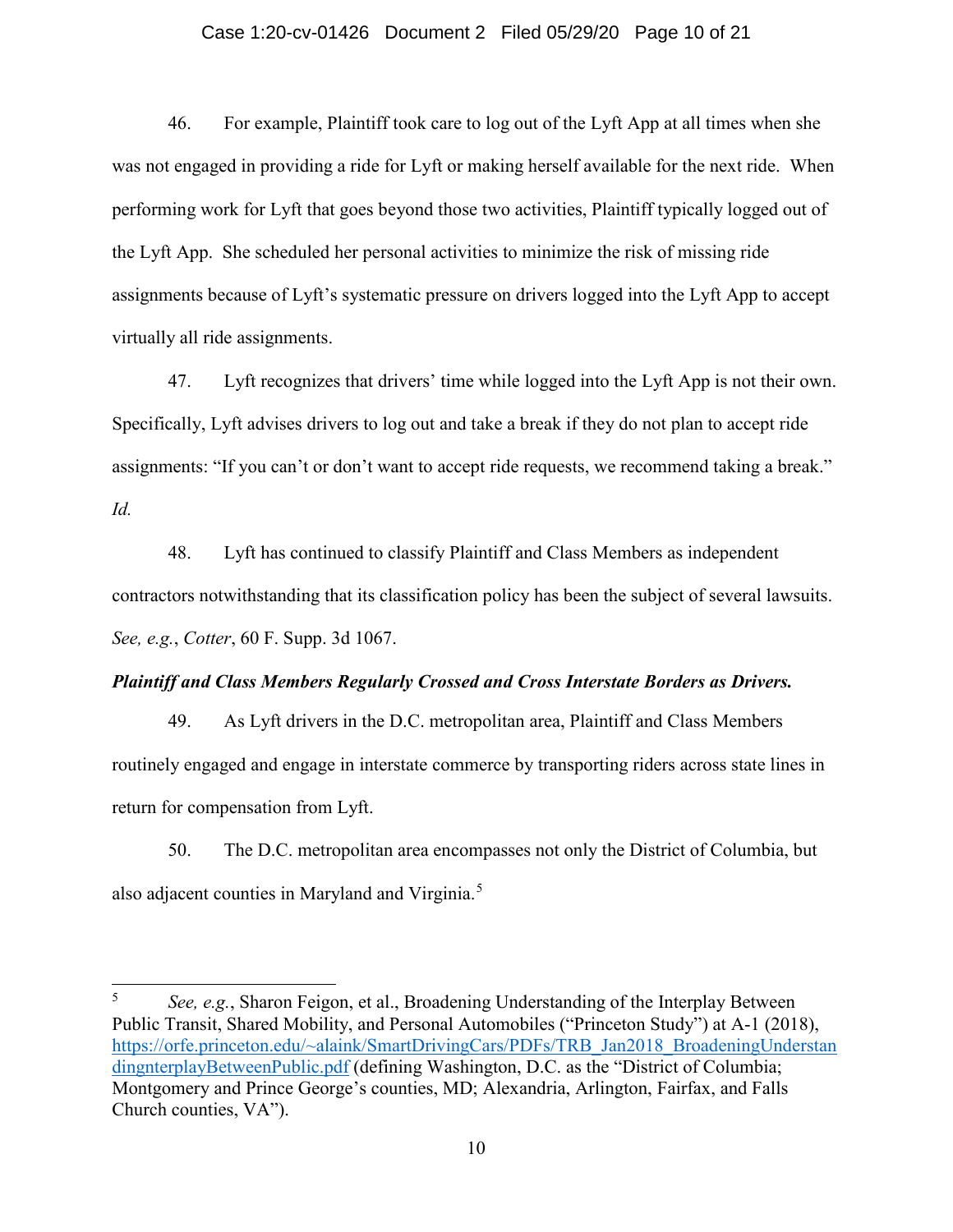46. For example, Plaintiff took care to log out of the Lyft App at all times when she was not engaged in providing a ride for Lyft or making herself available for the next ride. When performing work for Lyft that goes beyond those two activities, Plaintiff typically logged out of the Lyft App. She scheduled her personal activities to minimize the risk of missing ride assignments because of Lyft's systematic pressure on drivers logged into the Lyft App to accept virtually all ride assignments.

47. Lyft recognizes that drivers' time while logged into the Lyft App is not their own. Specifically, Lyft advises drivers to log out and take a break if they do not plan to accept ride assignments: "If you can't or don't want to accept ride requests, we recommend taking a break." *Id.*

48. Lyft has continued to classify Plaintiff and Class Members as independent contractors notwithstanding that its classification policy has been the subject of several lawsuits. *See, e.g.*, *Cotter*, 60 F. Supp. 3d 1067.

***Plaintiff and Class Members Regularly Crossed and Cross Interstate Borders as Drivers.***

49. As Lyft drivers in the D.C. metropolitan area, Plaintiff and Class Members routinely engaged and engage in interstate commerce by transporting riders across state lines in return for compensation from Lyft.

50. The D.C. metropolitan area encompasses not only the District of Columbia, but also adjacent counties in Maryland and Virginia.[5]

---

[5] *See, e.g.*, Sharon Feigon, et al., Broadening Understanding of the Interplay Between Public Transit, Shared Mobility, and Personal Automobiles ("Princeton Study") at A-1 (2018), https://orfe.princeton.edu/~alaink/SmartDrivingCars/PDFs/TRB_Jan2018_BroadeningUnderstandingnterplayBetweenPublic.pdf (defining Washington, D.C. as the "District of Columbia; Montgomery and Prince George's counties, MD; Alexandria, Arlington, Fairfax, and Falls Church counties, VA").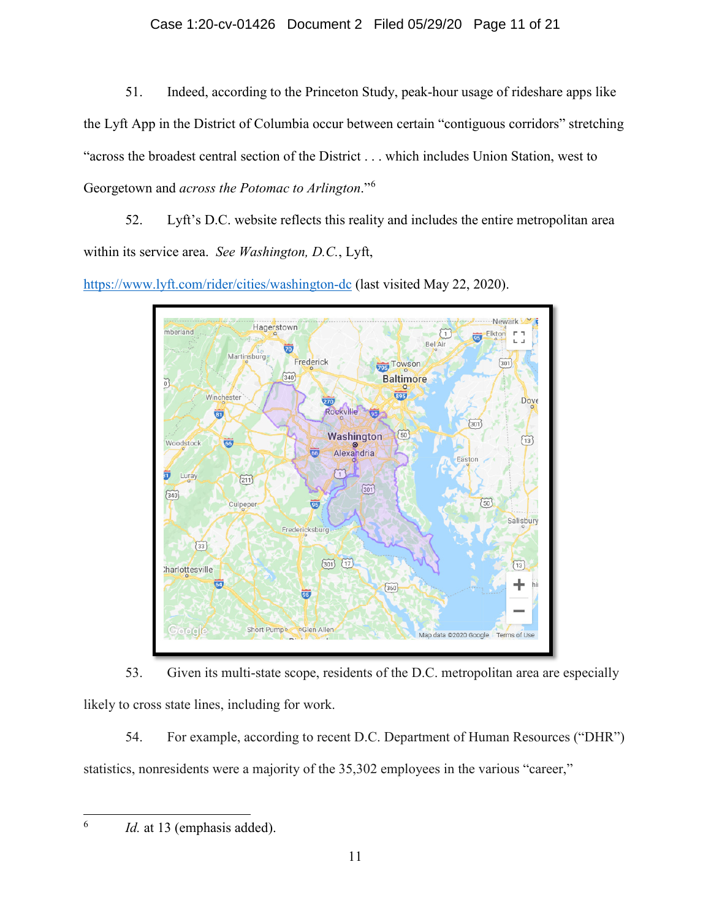51. Indeed, according to the Princeton Study, peak-hour usage of rideshare apps like the Lyft App in the District of Columbia occur between certain "contiguous corridors" stretching "across the broadest central section of the District . . . which includes Union Station, west to Georgetown and *across the Potomac to Arlington*."[6]

52. Lyft's D.C. website reflects this reality and includes the entire metropolitan area within its service area. *See Washington, D.C.*, Lyft, https://www.lyft.com/rider/cities/washington-dc (last visited May 22, 2020).

53. Given its multi-state scope, residents of the D.C. metropolitan area are especially likely to cross state lines, including for work.

54. For example, according to recent D.C. Department of Human Resources ("DHR") statistics, nonresidents were a majority of the 35,302 employees in the various "career,"

---

[6] *Id.* at 13 (emphasis added).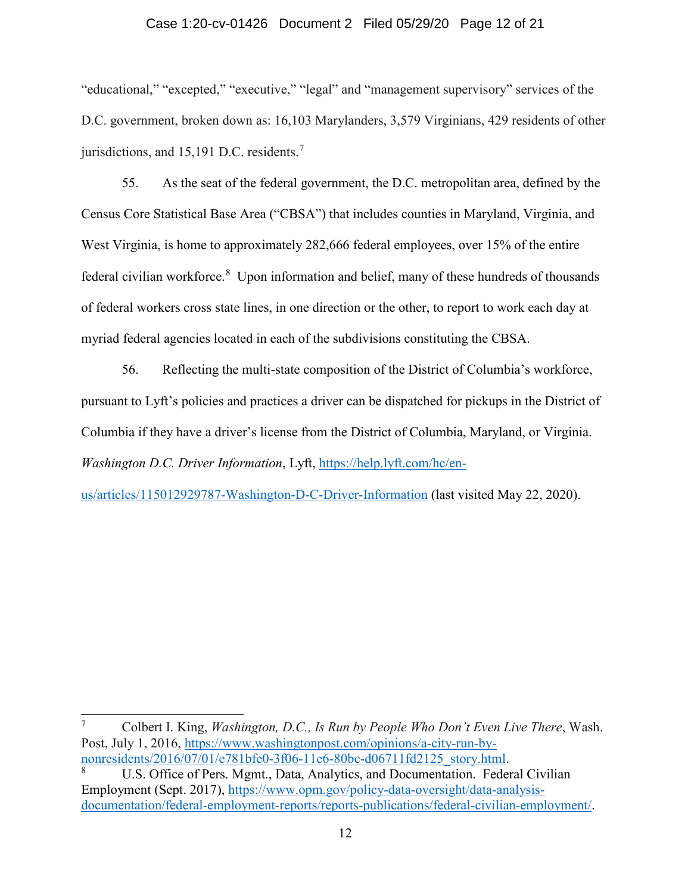"educational," "excepted," "executive," "legal" and "management supervisory" services of the D.C. government, broken down as: 16,103 Marylanders, 3,579 Virginians, 429 residents of other jurisdictions, and 15,191 D.C. residents.[7]

55. As the seat of the federal government, the D.C. metropolitan area, defined by the Census Core Statistical Base Area ("CBSA") that includes counties in Maryland, Virginia, and West Virginia, is home to approximately 282,666 federal employees, over 15% of the entire federal civilian workforce.[8] Upon information and belief, many of these hundreds of thousands of federal workers cross state lines, in one direction or the other, to report to work each day at myriad federal agencies located in each of the subdivisions constituting the CBSA.

56. Reflecting the multi-state composition of the District of Columbia's workforce, pursuant to Lyft's policies and practices a driver can be dispatched for pickups in the District of Columbia if they have a driver's license from the District of Columbia, Maryland, or Virginia. *Washington D.C. Driver Information*, Lyft, https://help.lyft.com/hc/en-us/articles/115012929787-Washington-D-C-Driver-Information (last visited May 22, 2020).

---

[7] Colbert I. King, *Washington, D.C., Is Run by People Who Don't Even Live There*, Wash. Post, July 1, 2016, https://www.washingtonpost.com/opinions/a-city-run-by-nonresidents/2016/07/01/e781bfe0-3f06-11e6-80bc-d06711fd2125_story.html.

[8] U.S. Office of Pers. Mgmt., Data, Analytics, and Documentation. Federal Civilian Employment (Sept. 2017), https://www.opm.gov/policy-data-oversight/data-analysis-documentation/federal-employment-reports/reports-publications/federal-civilian-employment/.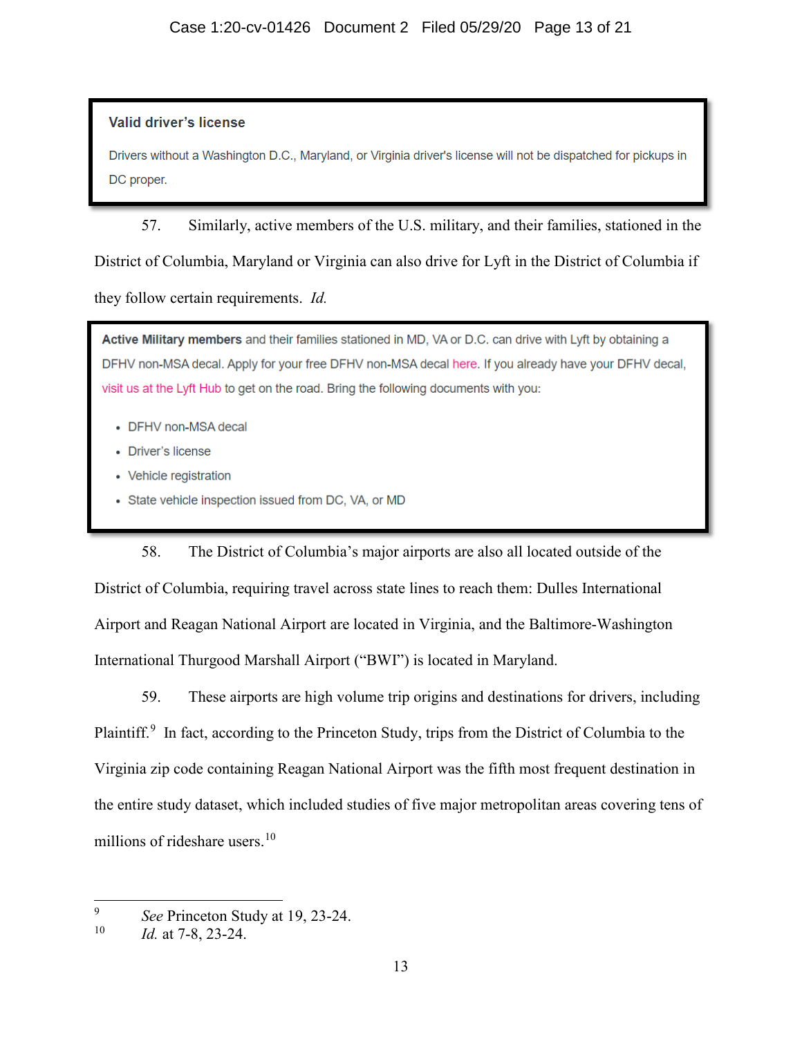> **Valid driver's license**
>
> Drivers without a Washington D.C., Maryland, or Virginia driver's license will not be dispatched for pickups in DC proper.

57. Similarly, active members of the U.S. military, and their families, stationed in the District of Columbia, Maryland or Virginia can also drive for Lyft in the District of Columbia if they follow certain requirements. *Id.*

> **Active Military members** and their families stationed in MD, VA or D.C. can drive with Lyft by obtaining a DFHV non-MSA decal. Apply for your free DFHV non-MSA decal here. If you already have your DFHV decal, visit us at the Lyft Hub to get on the road. Bring the following documents with you:
>
> - DFHV non-MSA decal
> - Driver's license
> - Vehicle registration
> - State vehicle inspection issued from DC, VA, or MD

58. The District of Columbia's major airports are also all located outside of the District of Columbia, requiring travel across state lines to reach them: Dulles International Airport and Reagan National Airport are located in Virginia, and the Baltimore-Washington International Thurgood Marshall Airport ("BWI") is located in Maryland.

59. These airports are high volume trip origins and destinations for drivers, including Plaintiff.[9] In fact, according to the Princeton Study, trips from the District of Columbia to the Virginia zip code containing Reagan National Airport was the fifth most frequent destination in the entire study dataset, which included studies of five major metropolitan areas covering tens of millions of rideshare users.[10]

---

[9] *See* Princeton Study at 19, 23-24.

[10] *Id.* at 7-8, 23-24.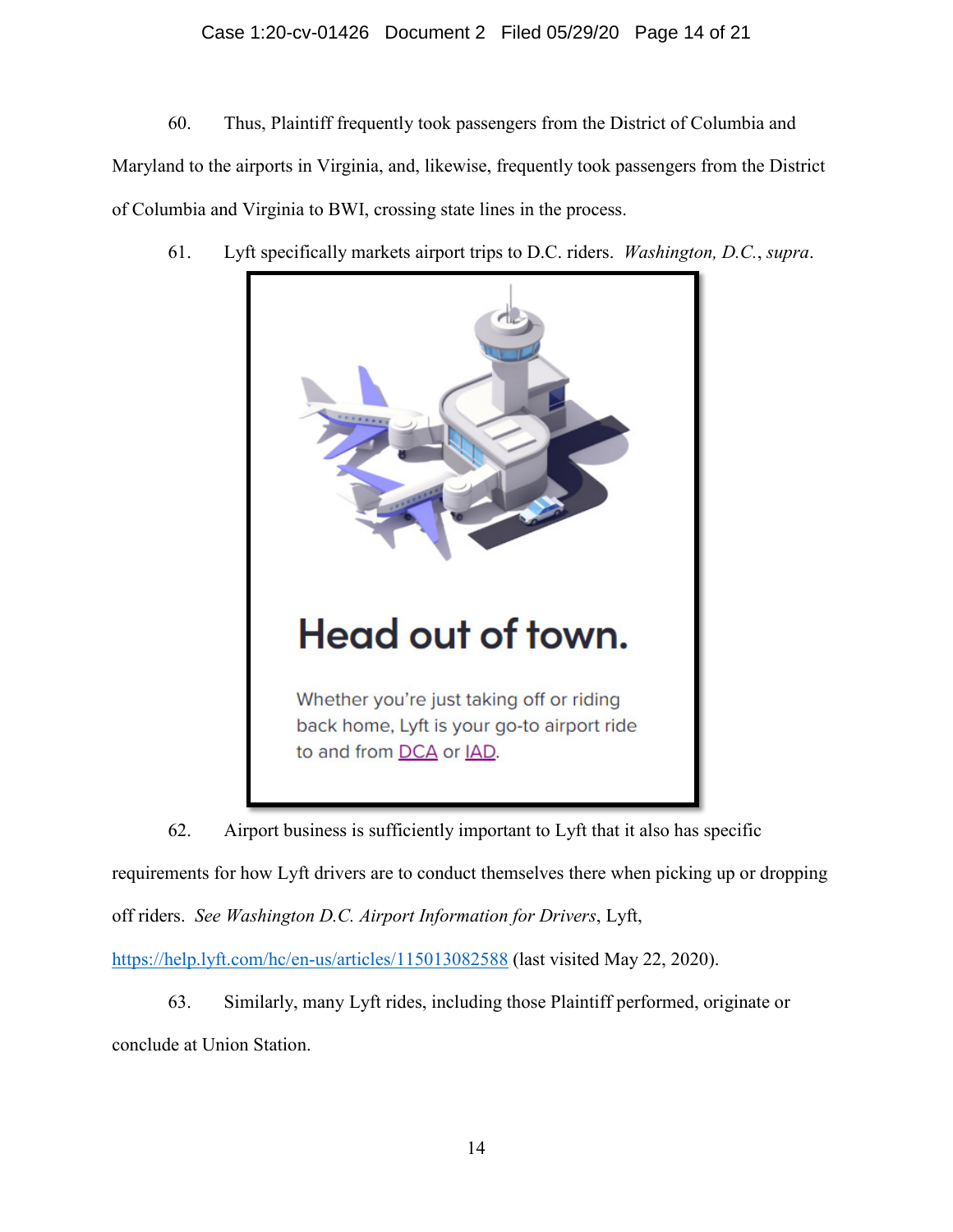60. Thus, Plaintiff frequently took passengers from the District of Columbia and Maryland to the airports in Virginia, and, likewise, frequently took passengers from the District of Columbia and Virginia to BWI, crossing state lines in the process.

61. Lyft specifically markets airport trips to D.C. riders. *Washington, D.C.*, *supra*.

**Head out of town.**

Whether you're just taking off or riding back home, Lyft is your go-to airport ride to and from DCA or IAD.

62. Airport business is sufficiently important to Lyft that it also has specific requirements for how Lyft drivers are to conduct themselves there when picking up or dropping off riders. *See Washington D.C. Airport Information for Drivers*, Lyft, https://help.lyft.com/hc/en-us/articles/115013082588 (last visited May 22, 2020).

63. Similarly, many Lyft rides, including those Plaintiff performed, originate or conclude at Union Station.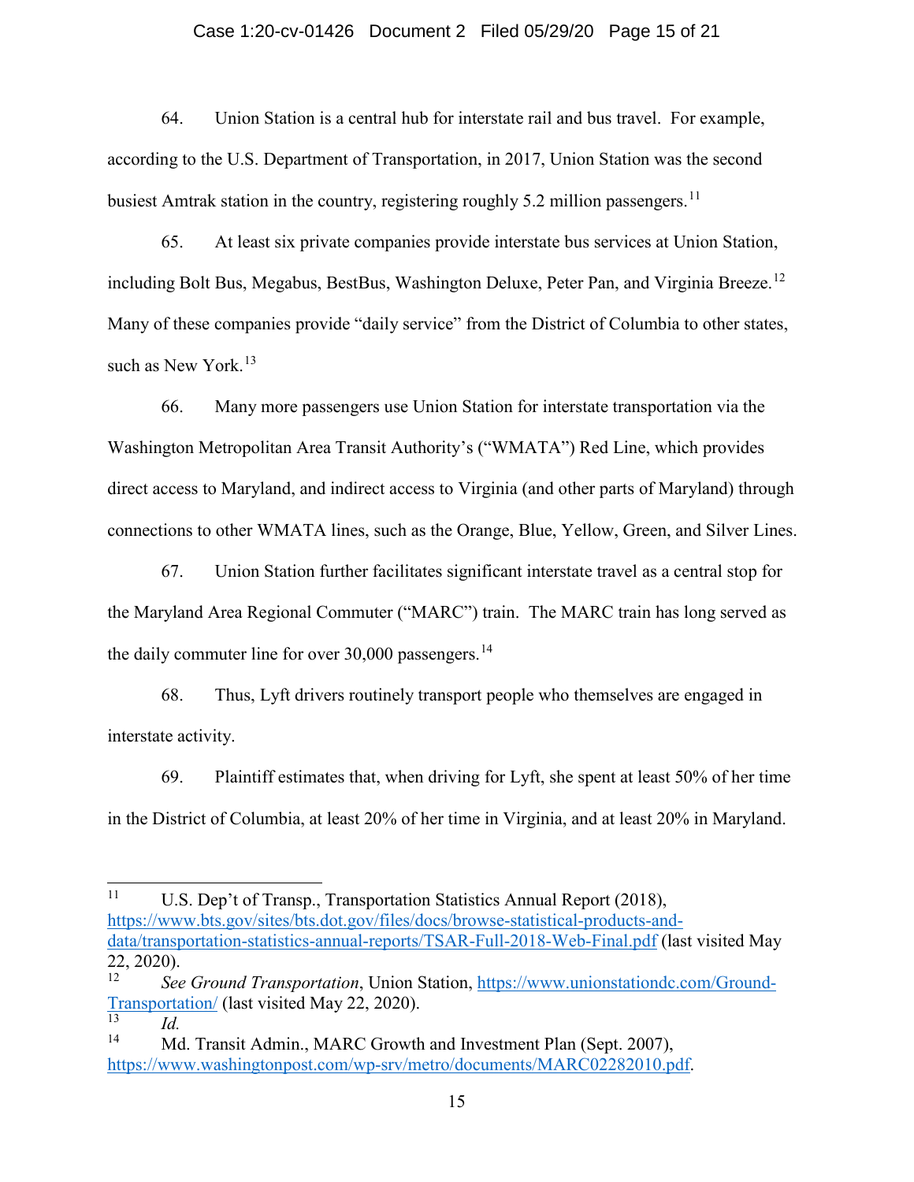64. Union Station is a central hub for interstate rail and bus travel. For example, according to the U.S. Department of Transportation, in 2017, Union Station was the second busiest Amtrak station in the country, registering roughly 5.2 million passengers.[11]

65. At least six private companies provide interstate bus services at Union Station, including Bolt Bus, Megabus, BestBus, Washington Deluxe, Peter Pan, and Virginia Breeze.[12] Many of these companies provide "daily service" from the District of Columbia to other states, such as New York.[13]

66. Many more passengers use Union Station for interstate transportation via the Washington Metropolitan Area Transit Authority's ("WMATA") Red Line, which provides direct access to Maryland, and indirect access to Virginia (and other parts of Maryland) through connections to other WMATA lines, such as the Orange, Blue, Yellow, Green, and Silver Lines.

67. Union Station further facilitates significant interstate travel as a central stop for the Maryland Area Regional Commuter ("MARC") train. The MARC train has long served as the daily commuter line for over 30,000 passengers.[14]

68. Thus, Lyft drivers routinely transport people who themselves are engaged in interstate activity.

69. Plaintiff estimates that, when driving for Lyft, she spent at least 50% of her time in the District of Columbia, at least 20% of her time in Virginia, and at least 20% in Maryland.

---

[11] U.S. Dep't of Transp., Transportation Statistics Annual Report (2018), https://www.bts.gov/sites/bts.dot.gov/files/docs/browse-statistical-products-and-data/transportation-statistics-annual-reports/TSAR-Full-2018-Web-Final.pdf (last visited May 22, 2020).

[12] *See Ground Transportation*, Union Station, https://www.unionstationdc.com/Ground-Transportation/ (last visited May 22, 2020).

[13] *Id.*

[14] Md. Transit Admin., MARC Growth and Investment Plan (Sept. 2007), https://www.washingtonpost.com/wp-srv/metro/documents/MARC02282010.pdf.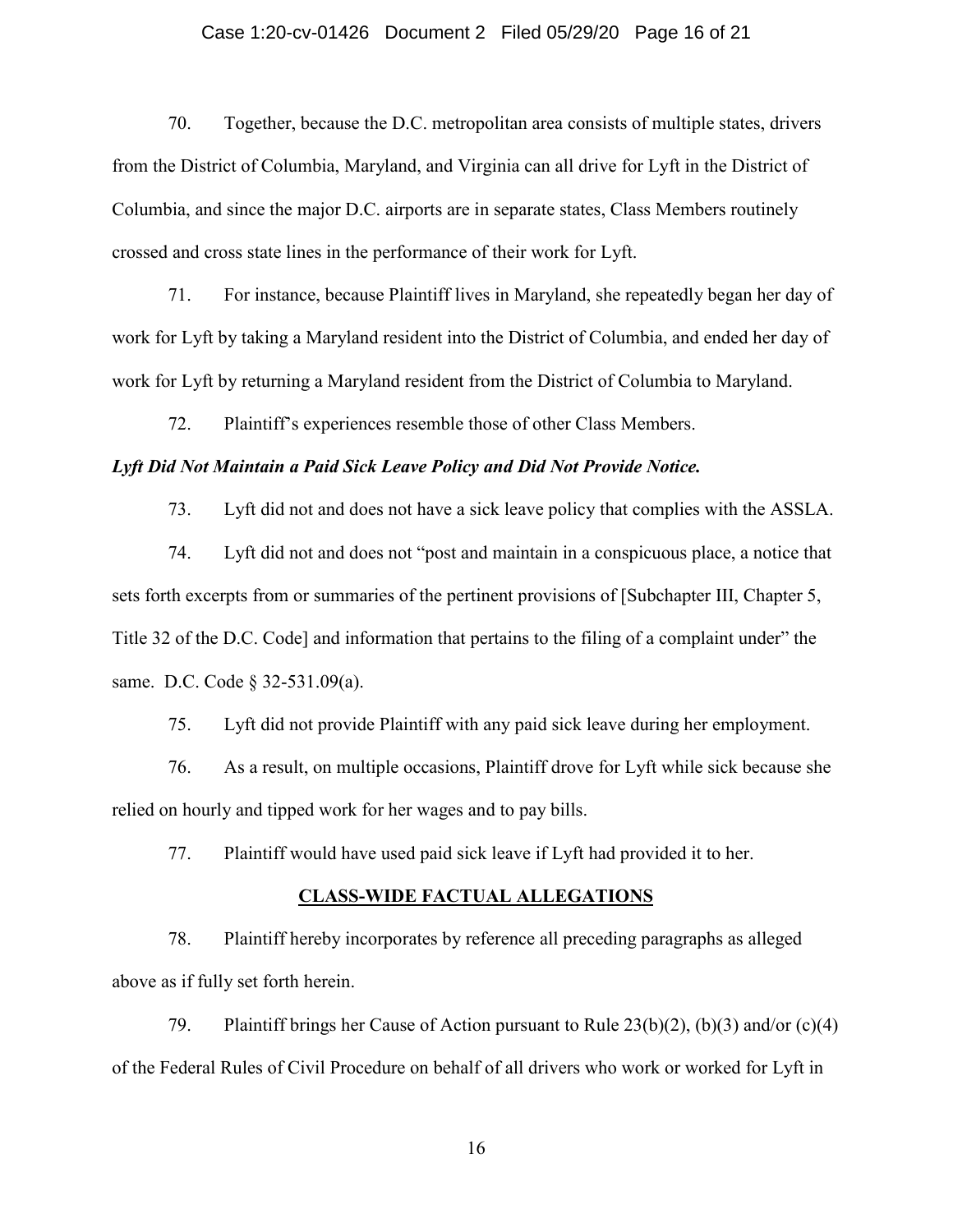70. Together, because the D.C. metropolitan area consists of multiple states, drivers from the District of Columbia, Maryland, and Virginia can all drive for Lyft in the District of Columbia, and since the major D.C. airports are in separate states, Class Members routinely crossed and cross state lines in the performance of their work for Lyft.

71. For instance, because Plaintiff lives in Maryland, she repeatedly began her day of work for Lyft by taking a Maryland resident into the District of Columbia, and ended her day of work for Lyft by returning a Maryland resident from the District of Columbia to Maryland.

72. Plaintiff's experiences resemble those of other Class Members.

***Lyft Did Not Maintain a Paid Sick Leave Policy and Did Not Provide Notice.***

73. Lyft did not and does not have a sick leave policy that complies with the ASSLA.

74. Lyft did not and does not "post and maintain in a conspicuous place, a notice that sets forth excerpts from or summaries of the pertinent provisions of [Subchapter III, Chapter 5, Title 32 of the D.C. Code] and information that pertains to the filing of a complaint under" the same. D.C. Code § 32-531.09(a).

75. Lyft did not provide Plaintiff with any paid sick leave during her employment.

76. As a result, on multiple occasions, Plaintiff drove for Lyft while sick because she relied on hourly and tipped work for her wages and to pay bills.

77. Plaintiff would have used paid sick leave if Lyft had provided it to her.

## CLASS-WIDE FACTUAL ALLEGATIONS

78. Plaintiff hereby incorporates by reference all preceding paragraphs as alleged above as if fully set forth herein.

79. Plaintiff brings her Cause of Action pursuant to Rule 23(b)(2), (b)(3) and/or (c)(4) of the Federal Rules of Civil Procedure on behalf of all drivers who work or worked for Lyft in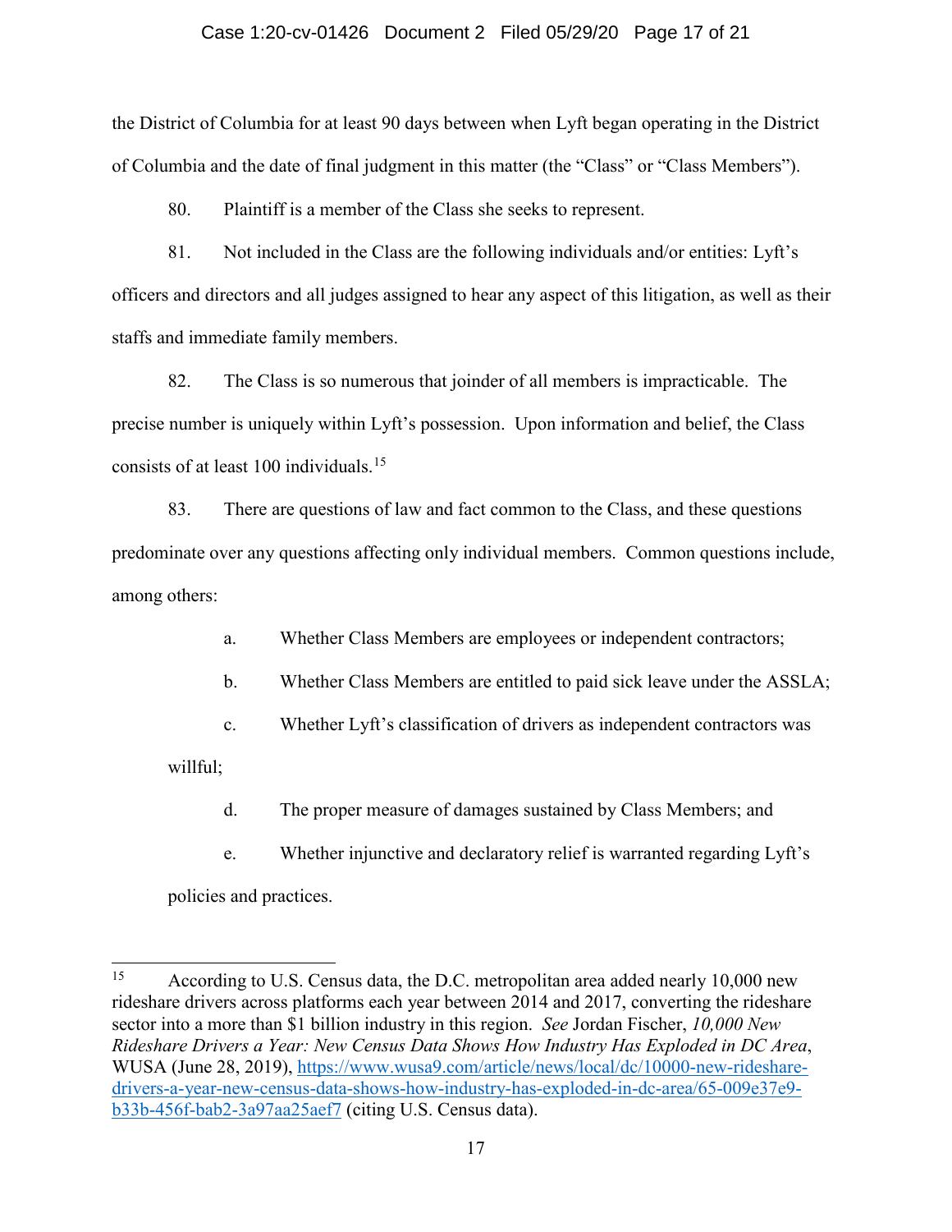the District of Columbia for at least 90 days between when Lyft began operating in the District of Columbia and the date of final judgment in this matter (the "Class" or "Class Members").

80. Plaintiff is a member of the Class she seeks to represent.

81. Not included in the Class are the following individuals and/or entities: Lyft's officers and directors and all judges assigned to hear any aspect of this litigation, as well as their staffs and immediate family members.

82. The Class is so numerous that joinder of all members is impracticable. The precise number is uniquely within Lyft's possession. Upon information and belief, the Class consists of at least 100 individuals.[15]

83. There are questions of law and fact common to the Class, and these questions predominate over any questions affecting only individual members. Common questions include, among others:

a. Whether Class Members are employees or independent contractors;

b. Whether Class Members are entitled to paid sick leave under the ASSLA;

c. Whether Lyft's classification of drivers as independent contractors was willful;

d. The proper measure of damages sustained by Class Members; and

e. Whether injunctive and declaratory relief is warranted regarding Lyft's policies and practices.

---

[15] According to U.S. Census data, the D.C. metropolitan area added nearly 10,000 new rideshare drivers across platforms each year between 2014 and 2017, converting the rideshare sector into a more than $1 billion industry in this region. *See* Jordan Fischer, *10,000 New Rideshare Drivers a Year: New Census Data Shows How Industry Has Exploded in DC Area*, WUSA (June 28, 2019), https://www.wusa9.com/article/news/local/dc/10000-new-rideshare-drivers-a-year-new-census-data-shows-how-industry-has-exploded-in-dc-area/65-009e37e9-b33b-456f-bab2-3a97aa25aef7 (citing U.S. Census data).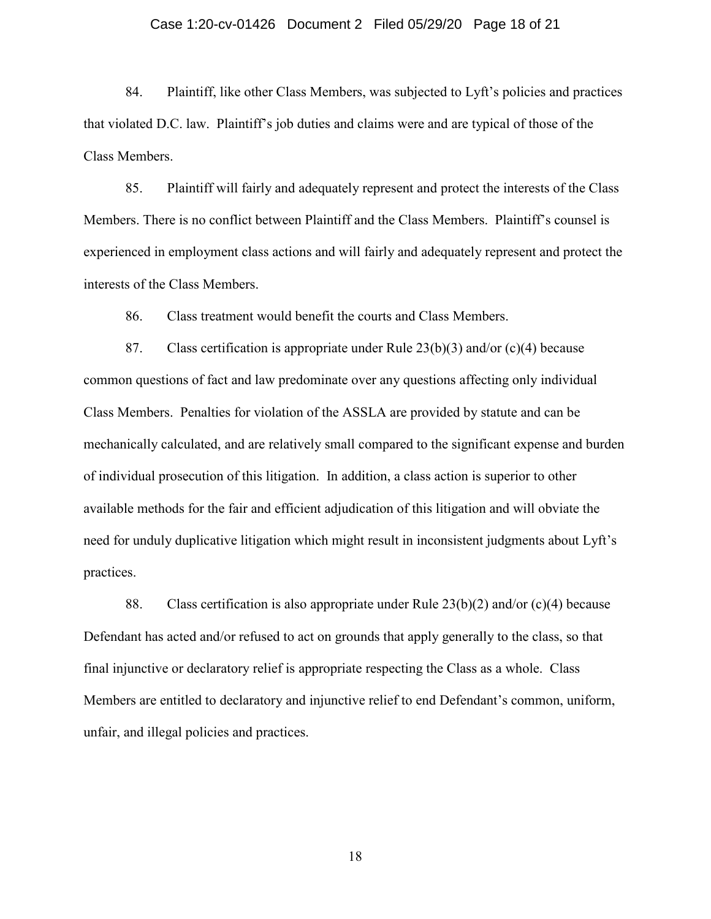84. Plaintiff, like other Class Members, was subjected to Lyft's policies and practices that violated D.C. law. Plaintiff's job duties and claims were and are typical of those of the Class Members.

85. Plaintiff will fairly and adequately represent and protect the interests of the Class Members. There is no conflict between Plaintiff and the Class Members. Plaintiff's counsel is experienced in employment class actions and will fairly and adequately represent and protect the interests of the Class Members.

86. Class treatment would benefit the courts and Class Members.

87. Class certification is appropriate under Rule 23(b)(3) and/or (c)(4) because common questions of fact and law predominate over any questions affecting only individual Class Members. Penalties for violation of the ASSLA are provided by statute and can be mechanically calculated, and are relatively small compared to the significant expense and burden of individual prosecution of this litigation. In addition, a class action is superior to other available methods for the fair and efficient adjudication of this litigation and will obviate the need for unduly duplicative litigation which might result in inconsistent judgments about Lyft's practices.

88. Class certification is also appropriate under Rule 23(b)(2) and/or (c)(4) because Defendant has acted and/or refused to act on grounds that apply generally to the class, so that final injunctive or declaratory relief is appropriate respecting the Class as a whole. Class Members are entitled to declaratory and injunctive relief to end Defendant's common, uniform, unfair, and illegal policies and practices.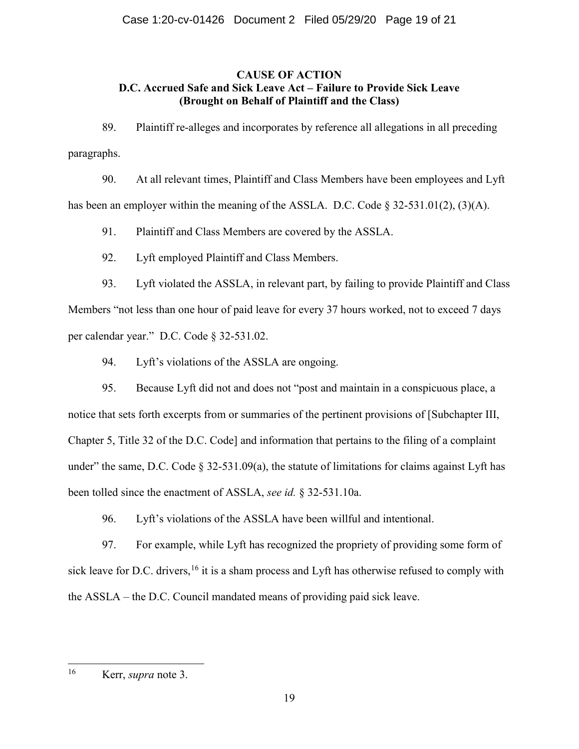**CAUSE OF ACTION**
**D.C. Accrued Safe and Sick Leave Act – Failure to Provide Sick Leave**
**(Brought on Behalf of Plaintiff and the Class)**

89. Plaintiff re-alleges and incorporates by reference all allegations in all preceding paragraphs.

90. At all relevant times, Plaintiff and Class Members have been employees and Lyft has been an employer within the meaning of the ASSLA. D.C. Code § 32-531.01(2), (3)(A).

91. Plaintiff and Class Members are covered by the ASSLA.

92. Lyft employed Plaintiff and Class Members.

93. Lyft violated the ASSLA, in relevant part, by failing to provide Plaintiff and Class Members "not less than one hour of paid leave for every 37 hours worked, not to exceed 7 days per calendar year." D.C. Code § 32-531.02.

94. Lyft's violations of the ASSLA are ongoing.

95. Because Lyft did not and does not "post and maintain in a conspicuous place, a notice that sets forth excerpts from or summaries of the pertinent provisions of [Subchapter III, Chapter 5, Title 32 of the D.C. Code] and information that pertains to the filing of a complaint under" the same, D.C. Code § 32-531.09(a), the statute of limitations for claims against Lyft has been tolled since the enactment of ASSLA, *see id.* § 32-531.10a.

96. Lyft's violations of the ASSLA have been willful and intentional.

97. For example, while Lyft has recognized the propriety of providing some form of sick leave for D.C. drivers,[16] it is a sham process and Lyft has otherwise refused to comply with the ASSLA – the D.C. Council mandated means of providing paid sick leave.

---

[16] Kerr, *supra* note 3.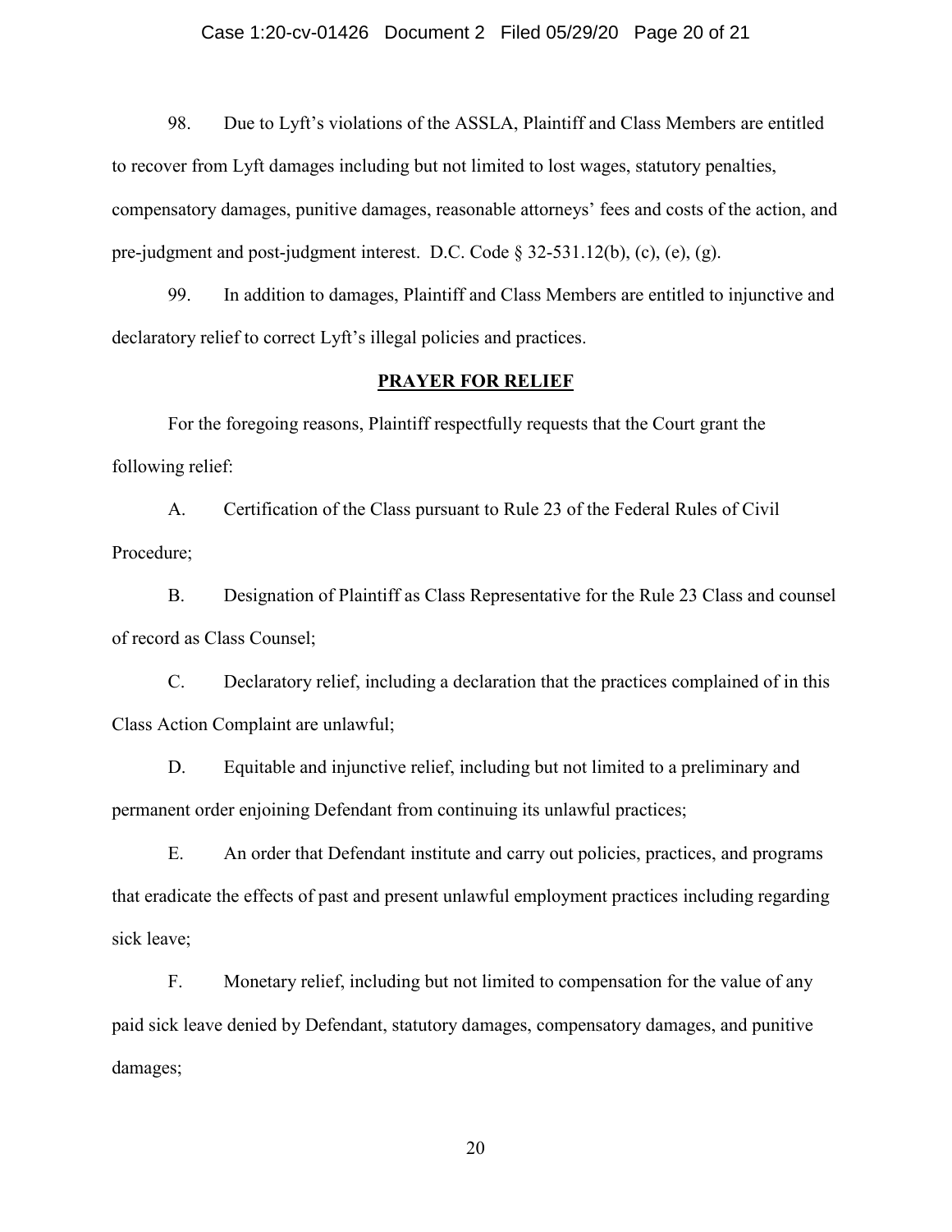98. Due to Lyft's violations of the ASSLA, Plaintiff and Class Members are entitled to recover from Lyft damages including but not limited to lost wages, statutory penalties, compensatory damages, punitive damages, reasonable attorneys' fees and costs of the action, and pre-judgment and post-judgment interest. D.C. Code § 32-531.12(b), (c), (e), (g).

99. In addition to damages, Plaintiff and Class Members are entitled to injunctive and declaratory relief to correct Lyft's illegal policies and practices.

## PRAYER FOR RELIEF

For the foregoing reasons, Plaintiff respectfully requests that the Court grant the following relief:

A. Certification of the Class pursuant to Rule 23 of the Federal Rules of Civil Procedure;

B. Designation of Plaintiff as Class Representative for the Rule 23 Class and counsel of record as Class Counsel;

C. Declaratory relief, including a declaration that the practices complained of in this Class Action Complaint are unlawful;

D. Equitable and injunctive relief, including but not limited to a preliminary and permanent order enjoining Defendant from continuing its unlawful practices;

E. An order that Defendant institute and carry out policies, practices, and programs that eradicate the effects of past and present unlawful employment practices including regarding sick leave;

F. Monetary relief, including but not limited to compensation for the value of any paid sick leave denied by Defendant, statutory damages, compensatory damages, and punitive damages;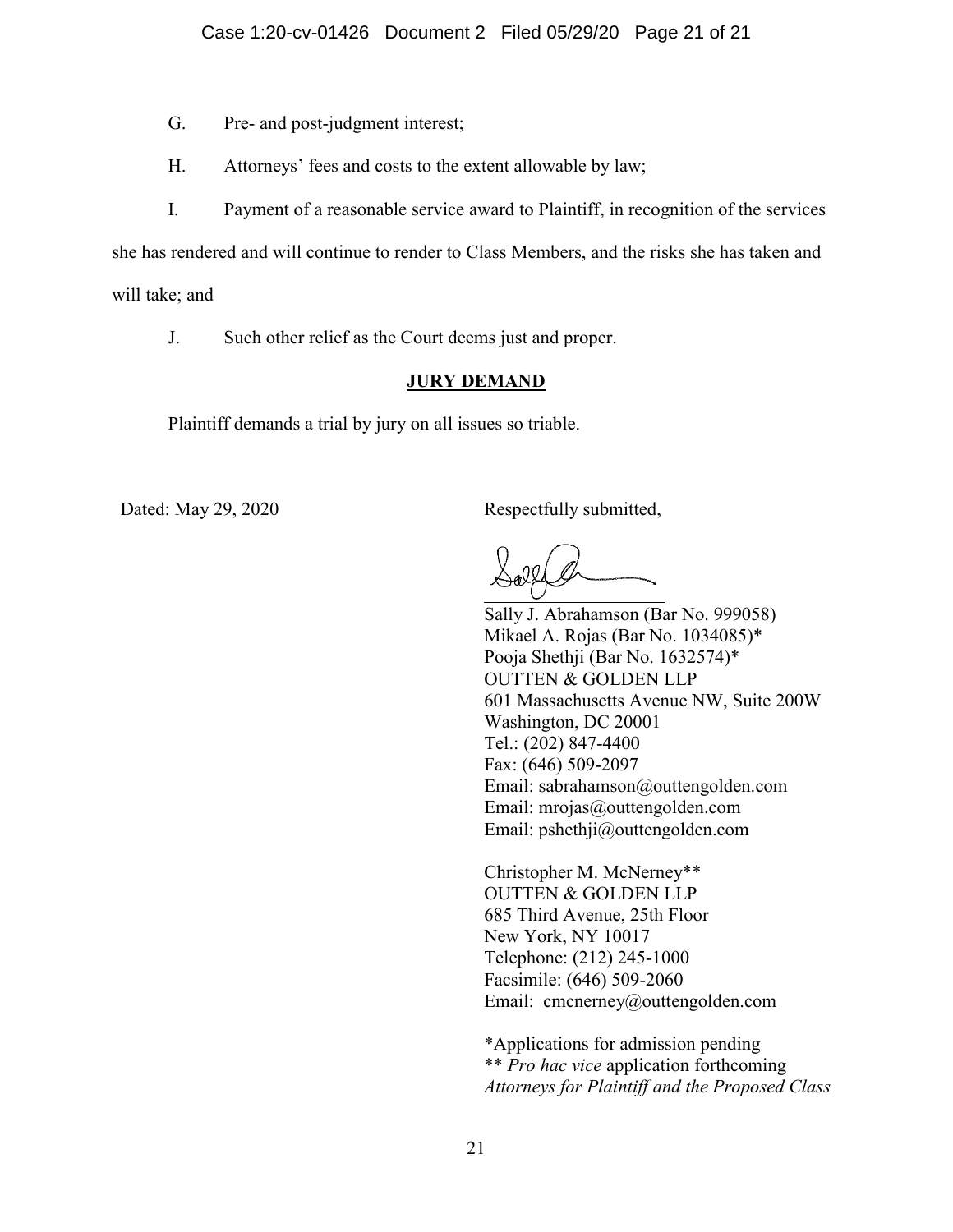G. Pre- and post-judgment interest;

H. Attorneys' fees and costs to the extent allowable by law;

I. Payment of a reasonable service award to Plaintiff, in recognition of the services she has rendered and will continue to render to Class Members, and the risks she has taken and will take; and

J. Such other relief as the Court deems just and proper.

## JURY DEMAND

Plaintiff demands a trial by jury on all issues so triable.

Dated: May 29, 2020

Respectfully submitted,

Sally J. Abrahamson (Bar No. 999058)
Mikael A. Rojas (Bar No. 1034085)*
Pooja Shethji (Bar No. 1632574)*
OUTTEN & GOLDEN LLP
601 Massachusetts Avenue NW, Suite 200W
Washington, DC 20001
Tel.: (202) 847-4400
Fax: (646) 509-2097
Email: sabrahamson@outtengolden.com
Email: mrojas@outtengolden.com
Email: pshethji@outtengolden.com

Christopher M. McNerney**
OUTTEN & GOLDEN LLP
685 Third Avenue, 25th Floor
New York, NY 10017
Telephone: (212) 245-1000
Facsimile: (646) 509-2060
Email: cmcnerney@outtengolden.com

*Applications for admission pending
** *Pro hac vice* application forthcoming
*Attorneys for Plaintiff and the Proposed Class*